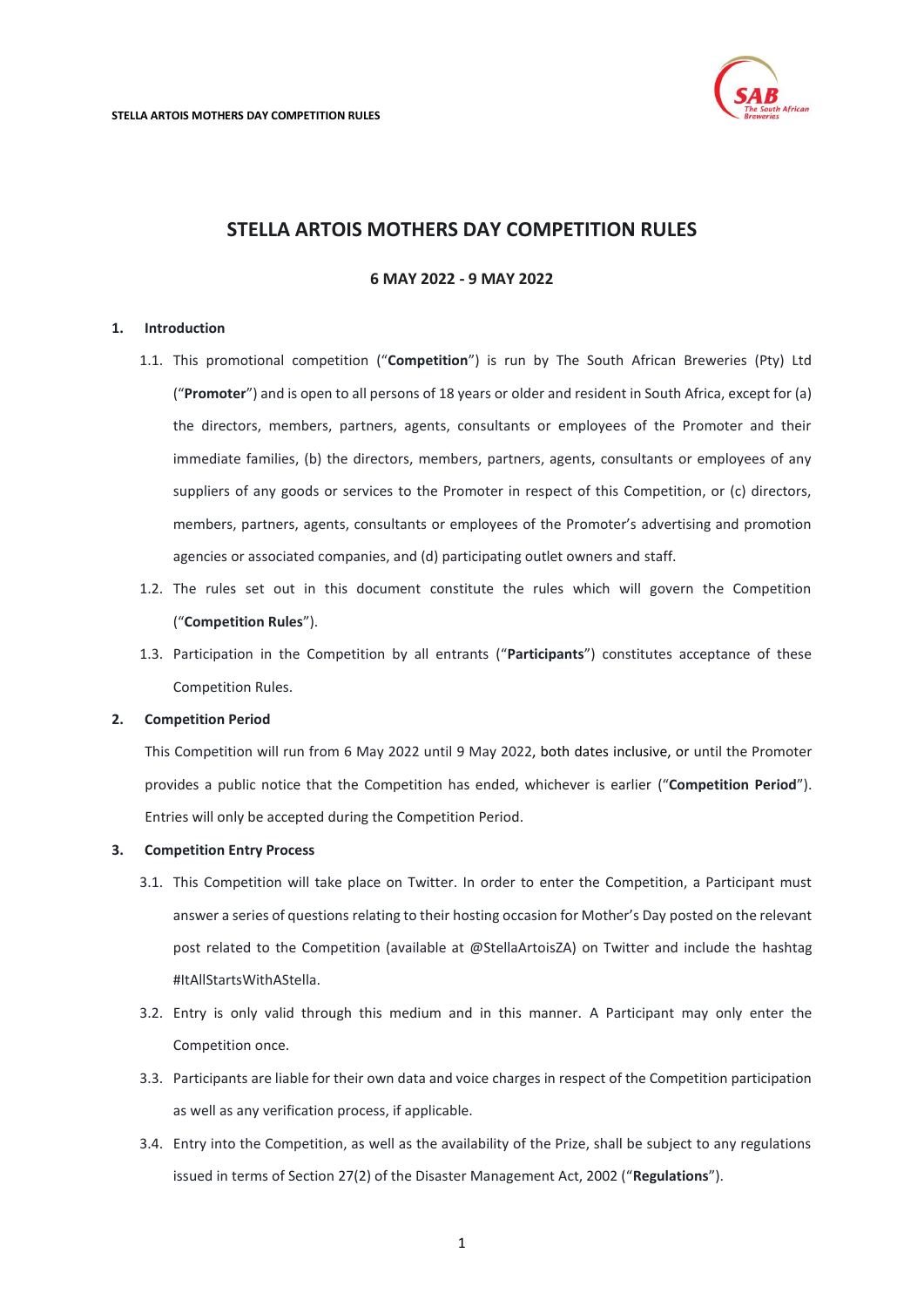# STELLA ARTOIS MOTHERS DAY COMPETITION RULES

**6 MAY 2022 - 9 MAY 2022**

## 1. Introduction

1.1. This promotional competition ("**Competition**") is run by The South African Breweries (Pty) Ltd ("**Promoter**") and is open to all persons of 18 years or older and resident in South Africa, except for (a) the directors, members, partners, agents, consultants or employees of the Promoter and their immediate families, (b) the directors, members, partners, agents, consultants or employees of any suppliers of any goods or services to the Promoter in respect of this Competition, or (c) directors, members, partners, agents, consultants or employees of the Promoter's advertising and promotion agencies or associated companies, and (d) participating outlet owners and staff.

1.2. The rules set out in this document constitute the rules which will govern the Competition ("**Competition Rules**").

1.3. Participation in the Competition by all entrants ("**Participants**") constitutes acceptance of these Competition Rules.

## 2. Competition Period

This Competition will run from 6 May 2022 until 9 May 2022, both dates inclusive, or until the Promoter provides a public notice that the Competition has ended, whichever is earlier ("**Competition Period**"). Entries will only be accepted during the Competition Period.

## 3. Competition Entry Process

3.1. This Competition will take place on Twitter. In order to enter the Competition, a Participant must answer a series of questions relating to their hosting occasion for Mother's Day posted on the relevant post related to the Competition (available at @StellaArtoisZA) on Twitter and include the hashtag #ItAllStartsWithAStella.

3.2. Entry is only valid through this medium and in this manner. A Participant may only enter the Competition once.

3.3. Participants are liable for their own data and voice charges in respect of the Competition participation as well as any verification process, if applicable.

3.4. Entry into the Competition, as well as the availability of the Prize, shall be subject to any regulations issued in terms of Section 27(2) of the Disaster Management Act, 2002 ("**Regulations**").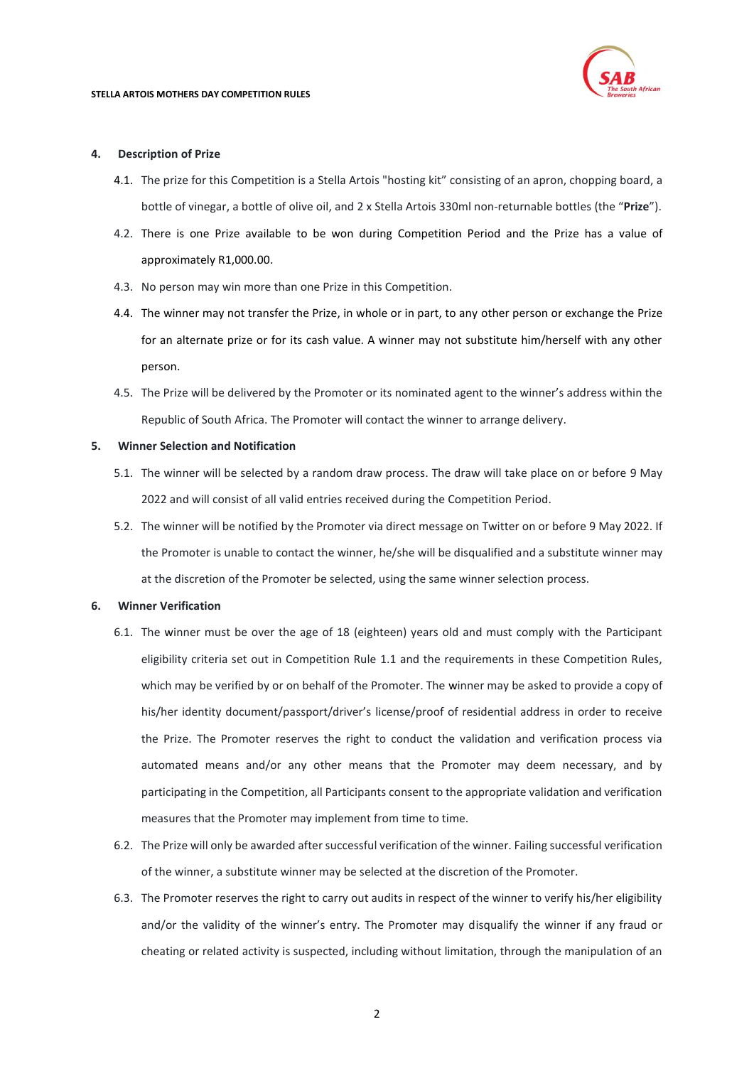## 4. Description of Prize

4.1. The prize for this Competition is a Stella Artois "hosting kit" consisting of an apron, chopping board, a bottle of vinegar, a bottle of olive oil, and 2 x Stella Artois 330ml non-returnable bottles (the "**Prize**").

4.2. There is one Prize available to be won during Competition Period and the Prize has a value of approximately R1,000.00.

4.3. No person may win more than one Prize in this Competition.

4.4. The winner may not transfer the Prize, in whole or in part, to any other person or exchange the Prize for an alternate prize or for its cash value. A winner may not substitute him/herself with any other person.

4.5. The Prize will be delivered by the Promoter or its nominated agent to the winner's address within the Republic of South Africa. The Promoter will contact the winner to arrange delivery.

## 5. Winner Selection and Notification

5.1. The winner will be selected by a random draw process. The draw will take place on or before 9 May 2022 and will consist of all valid entries received during the Competition Period.

5.2. The winner will be notified by the Promoter via direct message on Twitter on or before 9 May 2022. If the Promoter is unable to contact the winner, he/she will be disqualified and a substitute winner may at the discretion of the Promoter be selected, using the same winner selection process.

## 6. Winner Verification

6.1. The winner must be over the age of 18 (eighteen) years old and must comply with the Participant eligibility criteria set out in Competition Rule 1.1 and the requirements in these Competition Rules, which may be verified by or on behalf of the Promoter. The winner may be asked to provide a copy of his/her identity document/passport/driver's license/proof of residential address in order to receive the Prize. The Promoter reserves the right to conduct the validation and verification process via automated means and/or any other means that the Promoter may deem necessary, and by participating in the Competition, all Participants consent to the appropriate validation and verification measures that the Promoter may implement from time to time.

6.2. The Prize will only be awarded after successful verification of the winner. Failing successful verification of the winner, a substitute winner may be selected at the discretion of the Promoter.

6.3. The Promoter reserves the right to carry out audits in respect of the winner to verify his/her eligibility and/or the validity of the winner's entry. The Promoter may disqualify the winner if any fraud or cheating or related activity is suspected, including without limitation, through the manipulation of an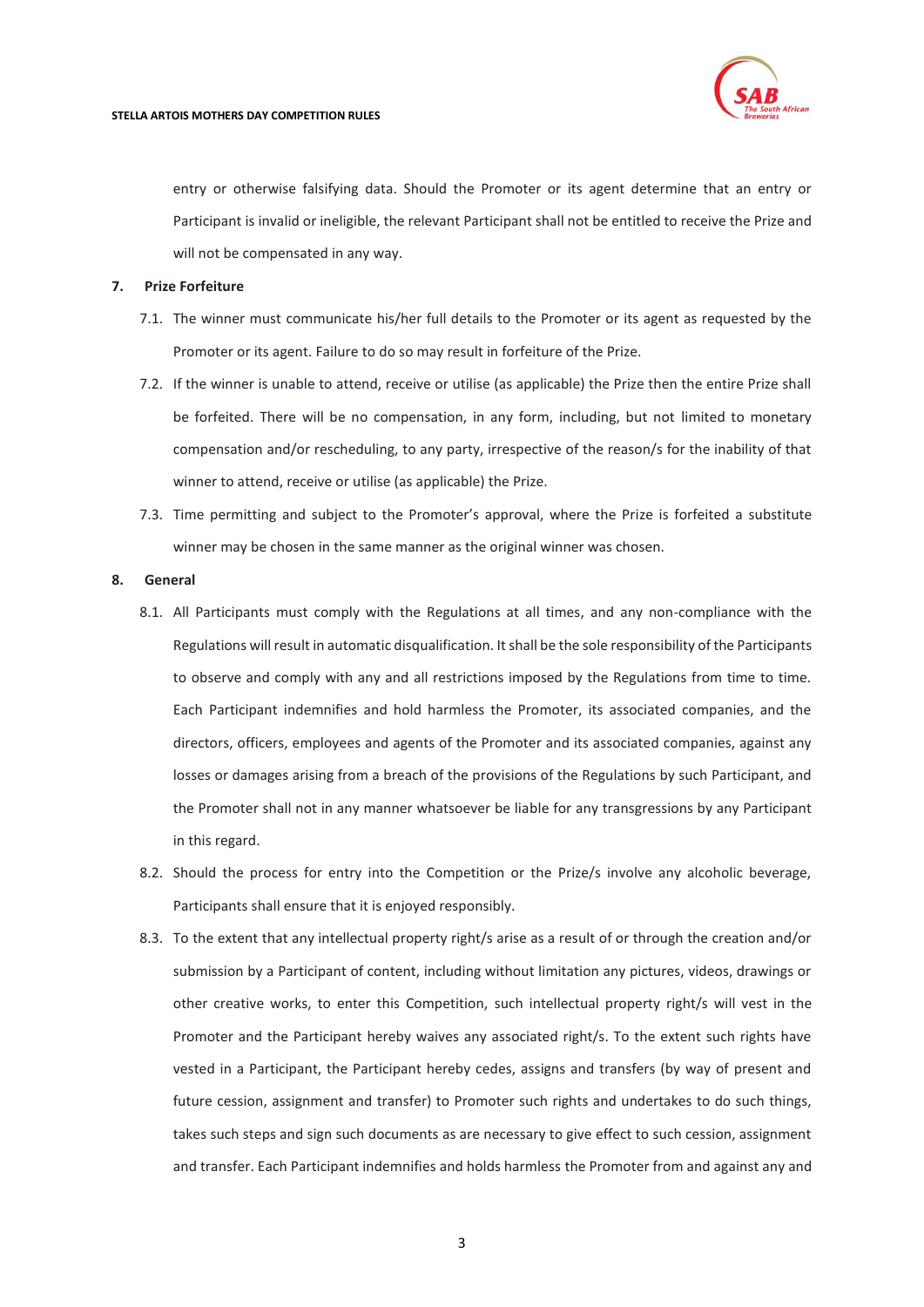entry or otherwise falsifying data. Should the Promoter or its agent determine that an entry or Participant is invalid or ineligible, the relevant Participant shall not be entitled to receive the Prize and will not be compensated in any way.

## 7. Prize Forfeiture

7.1. The winner must communicate his/her full details to the Promoter or its agent as requested by the Promoter or its agent. Failure to do so may result in forfeiture of the Prize.

7.2. If the winner is unable to attend, receive or utilise (as applicable) the Prize then the entire Prize shall be forfeited. There will be no compensation, in any form, including, but not limited to monetary compensation and/or rescheduling, to any party, irrespective of the reason/s for the inability of that winner to attend, receive or utilise (as applicable) the Prize.

7.3. Time permitting and subject to the Promoter's approval, where the Prize is forfeited a substitute winner may be chosen in the same manner as the original winner was chosen.

## 8. General

8.1. All Participants must comply with the Regulations at all times, and any non-compliance with the Regulations will result in automatic disqualification. It shall be the sole responsibility of the Participants to observe and comply with any and all restrictions imposed by the Regulations from time to time. Each Participant indemnifies and hold harmless the Promoter, its associated companies, and the directors, officers, employees and agents of the Promoter and its associated companies, against any losses or damages arising from a breach of the provisions of the Regulations by such Participant, and the Promoter shall not in any manner whatsoever be liable for any transgressions by any Participant in this regard.

8.2. Should the process for entry into the Competition or the Prize/s involve any alcoholic beverage, Participants shall ensure that it is enjoyed responsibly.

8.3. To the extent that any intellectual property right/s arise as a result of or through the creation and/or submission by a Participant of content, including without limitation any pictures, videos, drawings or other creative works, to enter this Competition, such intellectual property right/s will vest in the Promoter and the Participant hereby waives any associated right/s. To the extent such rights have vested in a Participant, the Participant hereby cedes, assigns and transfers (by way of present and future cession, assignment and transfer) to Promoter such rights and undertakes to do such things, takes such steps and sign such documents as are necessary to give effect to such cession, assignment and transfer. Each Participant indemnifies and holds harmless the Promoter from and against any and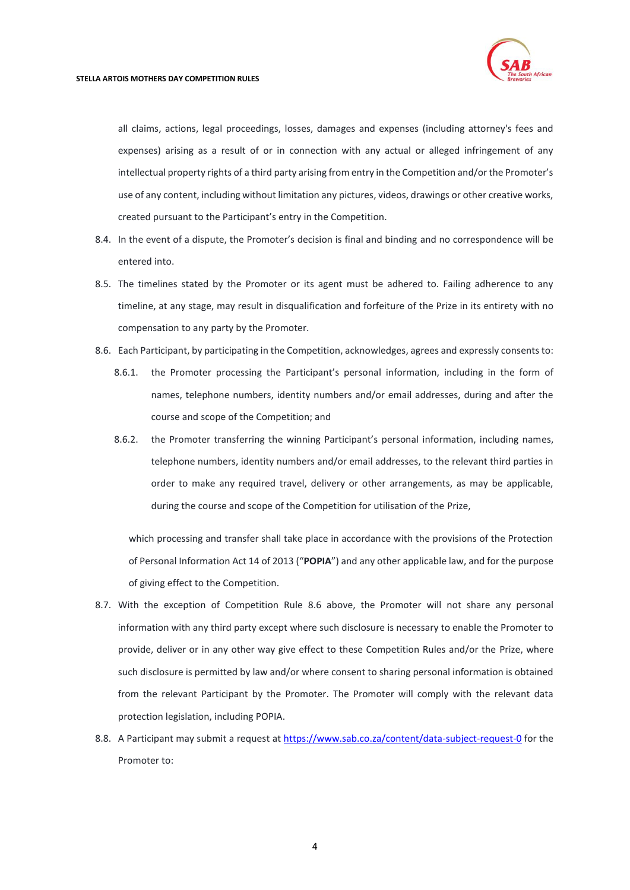all claims, actions, legal proceedings, losses, damages and expenses (including attorney's fees and expenses) arising as a result of or in connection with any actual or alleged infringement of any intellectual property rights of a third party arising from entry in the Competition and/or the Promoter's use of any content, including without limitation any pictures, videos, drawings or other creative works, created pursuant to the Participant's entry in the Competition.

8.4. In the event of a dispute, the Promoter's decision is final and binding and no correspondence will be entered into.

8.5. The timelines stated by the Promoter or its agent must be adhered to. Failing adherence to any timeline, at any stage, may result in disqualification and forfeiture of the Prize in its entirety with no compensation to any party by the Promoter.

8.6. Each Participant, by participating in the Competition, acknowledges, agrees and expressly consents to:

8.6.1. the Promoter processing the Participant's personal information, including in the form of names, telephone numbers, identity numbers and/or email addresses, during and after the course and scope of the Competition; and

8.6.2. the Promoter transferring the winning Participant's personal information, including names, telephone numbers, identity numbers and/or email addresses, to the relevant third parties in order to make any required travel, delivery or other arrangements, as may be applicable, during the course and scope of the Competition for utilisation of the Prize,

which processing and transfer shall take place in accordance with the provisions of the Protection of Personal Information Act 14 of 2013 ("**POPIA**") and any other applicable law, and for the purpose of giving effect to the Competition.

8.7. With the exception of Competition Rule 8.6 above, the Promoter will not share any personal information with any third party except where such disclosure is necessary to enable the Promoter to provide, deliver or in any other way give effect to these Competition Rules and/or the Prize, where such disclosure is permitted by law and/or where consent to sharing personal information is obtained from the relevant Participant by the Promoter. The Promoter will comply with the relevant data protection legislation, including POPIA.

8.8. A Participant may submit a request at https://www.sab.co.za/content/data-subject-request-0 for the Promoter to: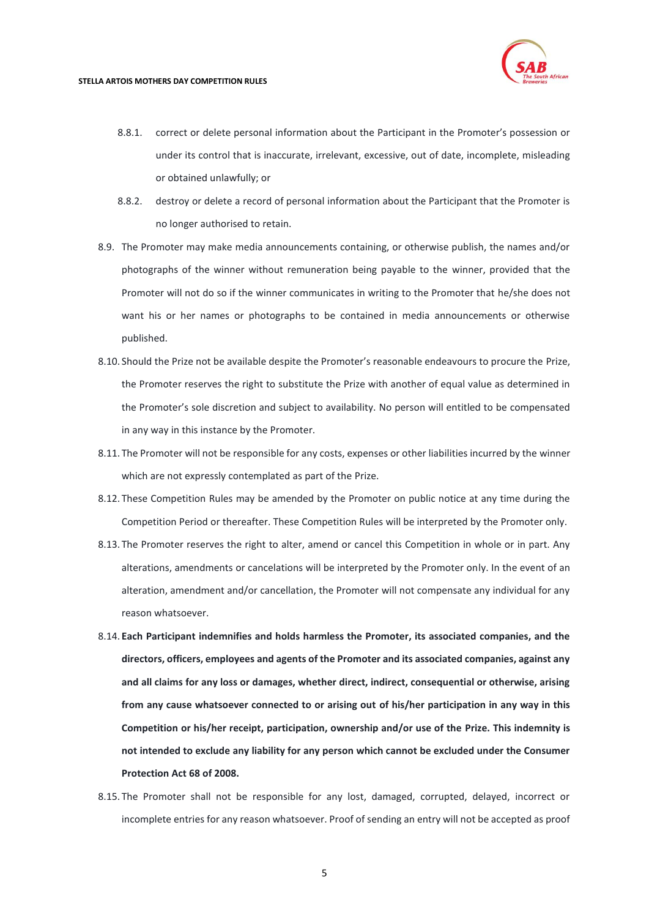8.8.1. correct or delete personal information about the Participant in the Promoter's possession or under its control that is inaccurate, irrelevant, excessive, out of date, incomplete, misleading or obtained unlawfully; or

8.8.2. destroy or delete a record of personal information about the Participant that the Promoter is no longer authorised to retain.

8.9. The Promoter may make media announcements containing, or otherwise publish, the names and/or photographs of the winner without remuneration being payable to the winner, provided that the Promoter will not do so if the winner communicates in writing to the Promoter that he/she does not want his or her names or photographs to be contained in media announcements or otherwise published.

8.10. Should the Prize not be available despite the Promoter's reasonable endeavours to procure the Prize, the Promoter reserves the right to substitute the Prize with another of equal value as determined in the Promoter's sole discretion and subject to availability. No person will entitled to be compensated in any way in this instance by the Promoter.

8.11. The Promoter will not be responsible for any costs, expenses or other liabilities incurred by the winner which are not expressly contemplated as part of the Prize.

8.12. These Competition Rules may be amended by the Promoter on public notice at any time during the Competition Period or thereafter. These Competition Rules will be interpreted by the Promoter only.

8.13. The Promoter reserves the right to alter, amend or cancel this Competition in whole or in part. Any alterations, amendments or cancelations will be interpreted by the Promoter only. In the event of an alteration, amendment and/or cancellation, the Promoter will not compensate any individual for any reason whatsoever.

8.14. **Each Participant indemnifies and holds harmless the Promoter, its associated companies, and the directors, officers, employees and agents of the Promoter and its associated companies, against any and all claims for any loss or damages, whether direct, indirect, consequential or otherwise, arising from any cause whatsoever connected to or arising out of his/her participation in any way in this Competition or his/her receipt, participation, ownership and/or use of the Prize. This indemnity is not intended to exclude any liability for any person which cannot be excluded under the Consumer Protection Act 68 of 2008.**

8.15. The Promoter shall not be responsible for any lost, damaged, corrupted, delayed, incorrect or incomplete entries for any reason whatsoever. Proof of sending an entry will not be accepted as proof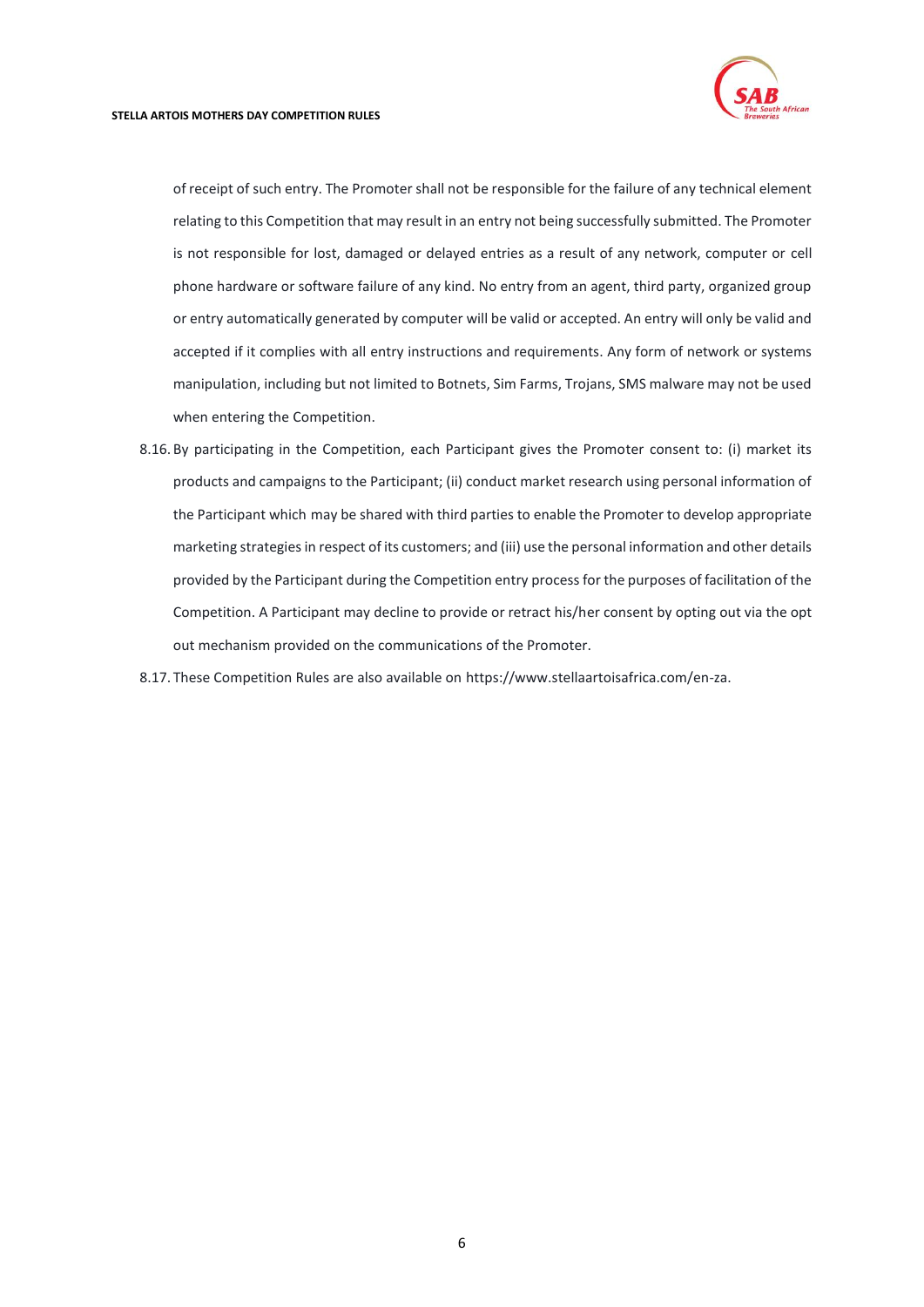of receipt of such entry. The Promoter shall not be responsible for the failure of any technical element relating to this Competition that may result in an entry not being successfully submitted. The Promoter is not responsible for lost, damaged or delayed entries as a result of any network, computer or cell phone hardware or software failure of any kind. No entry from an agent, third party, organized group or entry automatically generated by computer will be valid or accepted. An entry will only be valid and accepted if it complies with all entry instructions and requirements. Any form of network or systems manipulation, including but not limited to Botnets, Sim Farms, Trojans, SMS malware may not be used when entering the Competition.

8.16. By participating in the Competition, each Participant gives the Promoter consent to: (i) market its products and campaigns to the Participant; (ii) conduct market research using personal information of the Participant which may be shared with third parties to enable the Promoter to develop appropriate marketing strategies in respect of its customers; and (iii) use the personal information and other details provided by the Participant during the Competition entry process for the purposes of facilitation of the Competition. A Participant may decline to provide or retract his/her consent by opting out via the opt out mechanism provided on the communications of the Promoter.

8.17. These Competition Rules are also available on https://www.stellaartoisafrica.com/en-za.